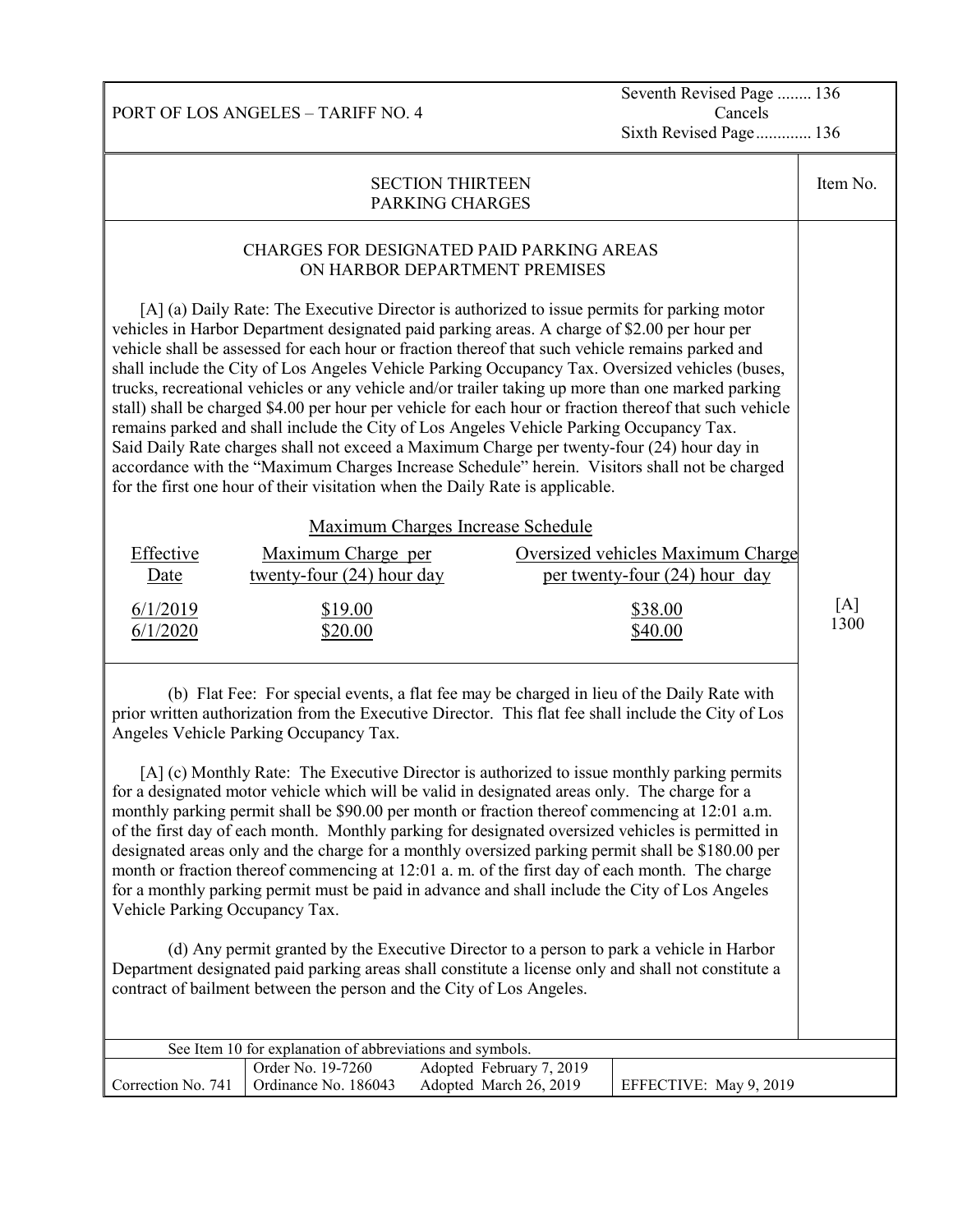PORT OF LOS ANGELES – TARIFF NO. 4

Seventh Revised Page ........ 136
Cancels
Sixth Revised Page............. 136

## SECTION THIRTEEN
## PARKING CHARGES

Item No. [A] 1300

### CHARGES FOR DESIGNATED PAID PARKING AREAS ON HARBOR DEPARTMENT PREMISES

[A] (a) Daily Rate: The Executive Director is authorized to issue permits for parking motor vehicles in Harbor Department designated paid parking areas. A charge of $2.00 per hour per vehicle shall be assessed for each hour or fraction thereof that such vehicle remains parked and shall include the City of Los Angeles Vehicle Parking Occupancy Tax. Oversized vehicles (buses, trucks, recreational vehicles or any vehicle and/or trailer taking up more than one marked parking stall) shall be charged $4.00 per hour per vehicle for each hour or fraction thereof that such vehicle remains parked and shall include the City of Los Angeles Vehicle Parking Occupancy Tax. Said Daily Rate charges shall not exceed a Maximum Charge per twenty-four (24) hour day in accordance with the "Maximum Charges Increase Schedule" herein. Visitors shall not be charged for the first one hour of their visitation when the Daily Rate is applicable.

Maximum Charges Increase Schedule

| Effective Date | Maximum Charge per twenty-four (24) hour day | Oversized vehicles Maximum Charge per twenty-four (24) hour day |
|---|---|---|
| 6/1/2019 | $19.00 | $38.00 |
| 6/1/2020 | $20.00 | $40.00 |

(b) Flat Fee: For special events, a flat fee may be charged in lieu of the Daily Rate with prior written authorization from the Executive Director. This flat fee shall include the City of Los Angeles Vehicle Parking Occupancy Tax.

[A] (c) Monthly Rate: The Executive Director is authorized to issue monthly parking permits for a designated motor vehicle which will be valid in designated areas only. The charge for a monthly parking permit shall be $90.00 per month or fraction thereof commencing at 12:01 a.m. of the first day of each month. Monthly parking for designated oversized vehicles is permitted in designated areas only and the charge for a monthly oversized parking permit shall be $180.00 per month or fraction thereof commencing at 12:01 a. m. of the first day of each month. The charge for a monthly parking permit must be paid in advance and shall include the City of Los Angeles Vehicle Parking Occupancy Tax.

(d) Any permit granted by the Executive Director to a person to park a vehicle in Harbor Department designated paid parking areas shall constitute a license only and shall not constitute a contract of bailment between the person and the City of Los Angeles.

See Item 10 for explanation of abbreviations and symbols.

| Correction No. 741 | Order No. 19-7260<br>Ordinance No. 186043 | Adopted February 7, 2019<br>Adopted March 26, 2019 | EFFECTIVE: May 9, 2019 |
|---|---|---|---|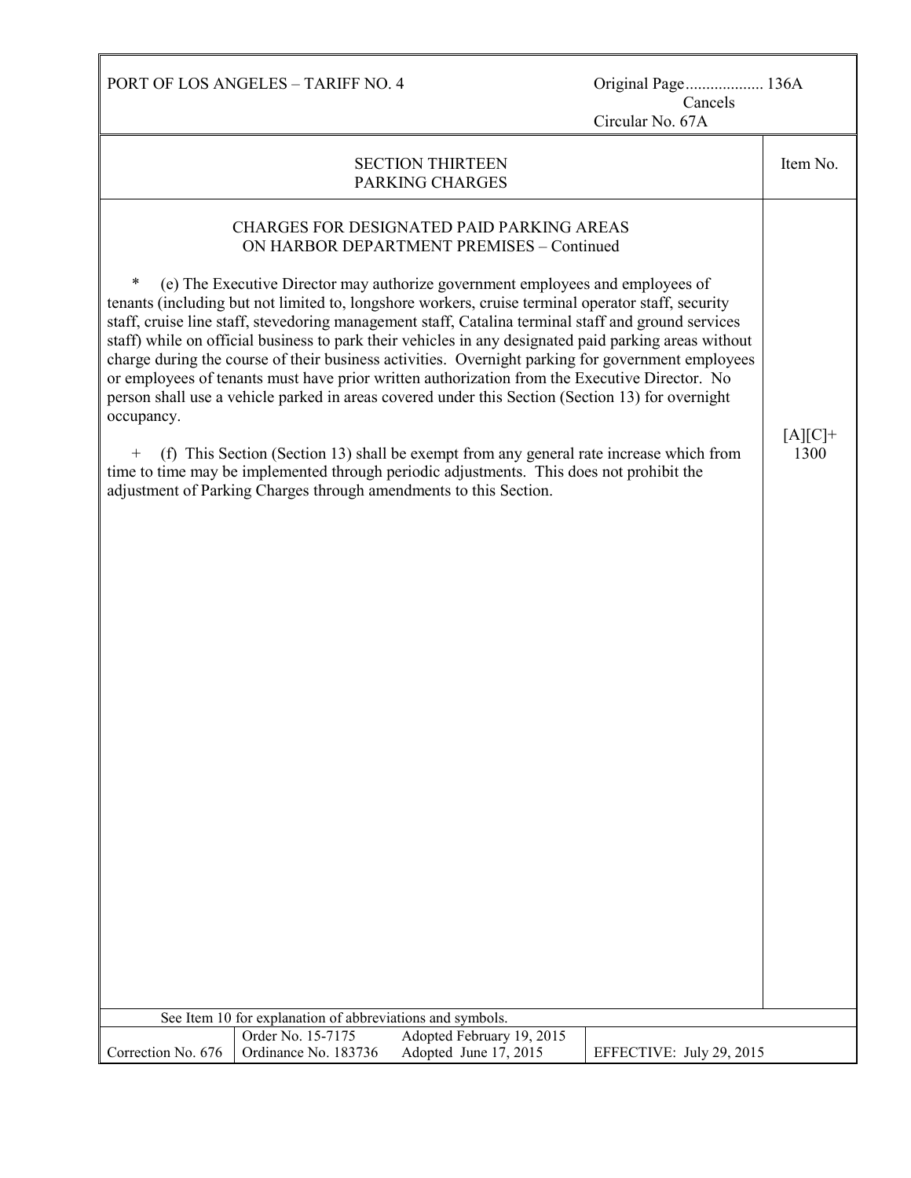## SECTION THIRTEEN
## PARKING CHARGES

Item No. [A][C]+ 1300

### CHARGES FOR DESIGNATED PAID PARKING AREAS ON HARBOR DEPARTMENT PREMISES – Continued

* (e) The Executive Director may authorize government employees and employees of tenants (including but not limited to, longshore workers, cruise terminal operator staff, security staff, cruise line staff, stevedoring management staff, Catalina terminal staff and ground services staff) while on official business to park their vehicles in any designated paid parking areas without charge during the course of their business activities. Overnight parking for government employees or employees of tenants must have prior written authorization from the Executive Director. No person shall use a vehicle parked in areas covered under this Section (Section 13) for overnight occupancy.

+ (f) This Section (Section 13) shall be exempt from any general rate increase which from time to time may be implemented through periodic adjustments. This does not prohibit the adjustment of Parking Charges through amendments to this Section.

See Item 10 for explanation of abbreviations and symbols.

| | | | |
|---|---|---|---|
| Correction No. 676 | Order No. 15-7175<br>Ordinance No. 183736 | Adopted February 19, 2015<br>Adopted June 17, 2015 | EFFECTIVE: July 29, 2015 |